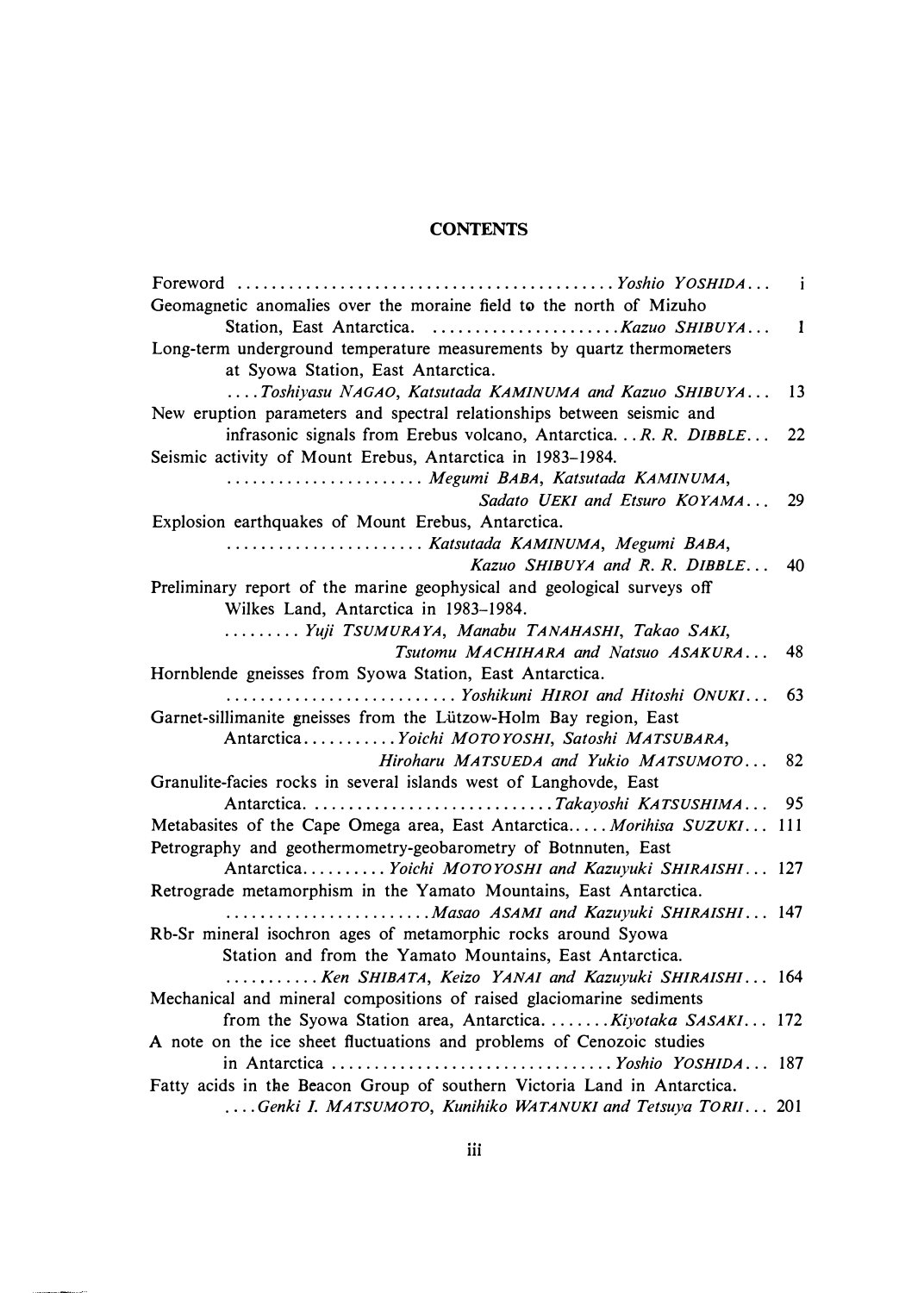# CONTENTS

Foreword ........................................... *Yoshio YOSHIDA*... i

Geomagnetic anomalies over the moraine field to the north of Mizuho Station, East Antarctica. ...................... *Kazuo SHIBUYA*... 1

Long-term underground temperature measurements by quartz thermometers at Syowa Station, East Antarctica. .... *Toshiyasu NAGAO, Katsutada KAMINUMA and Kazuo SHIBUYA*... 13

New eruption parameters and spectral relationships between seismic and infrasonic signals from Erebus volcano, Antarctica... *R. R. DIBBLE*... 22

Seismic activity of Mount Erebus, Antarctica in 1983–1984. ...................... *Megumi BABA, Katsutada KAMINUMA, Sadato UEKI and Etsuro KOYAMA*... 29

Explosion earthquakes of Mount Erebus, Antarctica. ...................... *Katsutada KAMINUMA, Megumi BABA, Kazuo SHIBUYA and R. R. DIBBLE*... 40

Preliminary report of the marine geophysical and geological surveys off Wilkes Land, Antarctica in 1983–1984. ......... *Yuji TSUMURAYA, Manabu TANAHASHI, Takao SAKI, Tsutomu MACHIHARA and Natsuo ASAKURA*... 48

Hornblende gneisses from Syowa Station, East Antarctica. .......................... *Yoshikuni HIROI and Hitoshi ONUKI*... 63

Garnet-sillimanite gneisses from the Lützow-Holm Bay region, East Antarctica.......... *Yoichi MOTOYOSHI, Satoshi MATSUBARA, Hiroharu MATSUEDA and Yukio MATSUMOTO*... 82

Granulite-facies rocks in several islands west of Langhovde, East Antarctica. ............................ *Takayoshi KATSUSHIMA*... 95

Metabasites of the Cape Omega area, East Antarctica..... *Morihisa SUZUKI*... 111

Petrography and geothermometry-geobarometry of Botnnuten, East Antarctica.......... *Yoichi MOTOYOSHI and Kazuyuki SHIRAISHI*... 127

Retrograde metamorphism in the Yamato Mountains, East Antarctica. ........................ *Masao ASAMI and Kazuyuki SHIRAISHI*... 147

Rb-Sr mineral isochron ages of metamorphic rocks around Syowa Station and from the Yamato Mountains, East Antarctica. ........... *Ken SHIBATA, Keizo YANAI and Kazuyuki SHIRAISHI*... 164

Mechanical and mineral compositions of raised glaciomarine sediments from the Syowa Station area, Antarctica........ *Kiyotaka SASAKI*... 172

A note on the ice sheet fluctuations and problems of Cenozoic studies in Antarctica ................................ *Yoshio YOSHIDA*... 187

Fatty acids in the Beacon Group of southern Victoria Land in Antarctica. .... *Genki I. MATSUMOTO, Kunihiko WATANUKI and Tetsuya TORII*... 201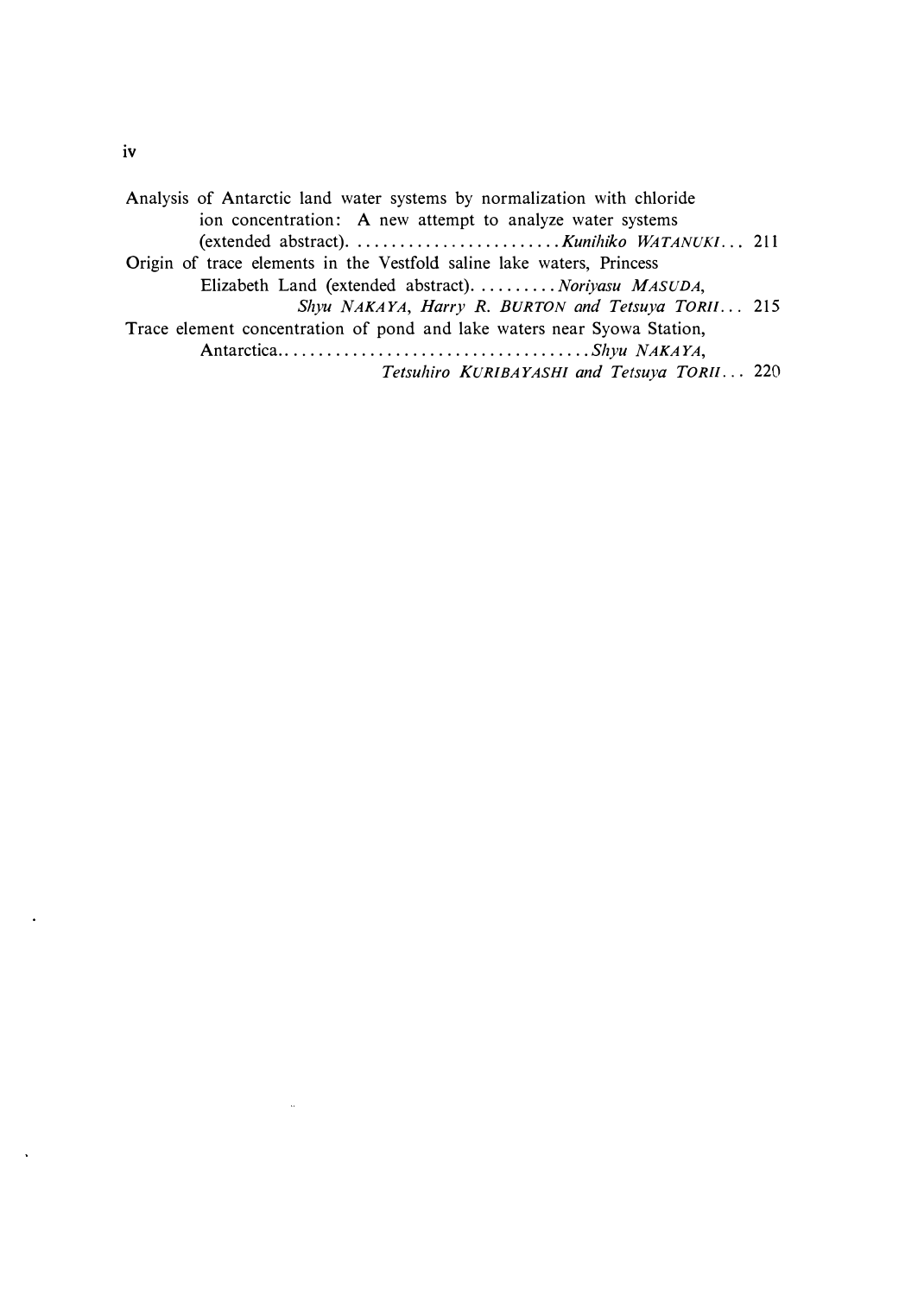Analysis of Antarctic land water systems by normalization with chloride ion concentration: A new attempt to analyze water systems (extended abstract). ........................ *Kunihiko WATANUKI*... 211

Origin of trace elements in the Vestfold saline lake waters, Princess Elizabeth Land (extended abstract). ......... *Noriyasu MASUDA, Shyu NAKAYA, Harry R. BURTON and Tetsuya TORII*... 215

Trace element concentration of pond and lake waters near Syowa Station, Antarctica.................................... *Shyu NAKAYA, Tetsuhiro KURIBAYASHI and Tetsuya TORII*... 220